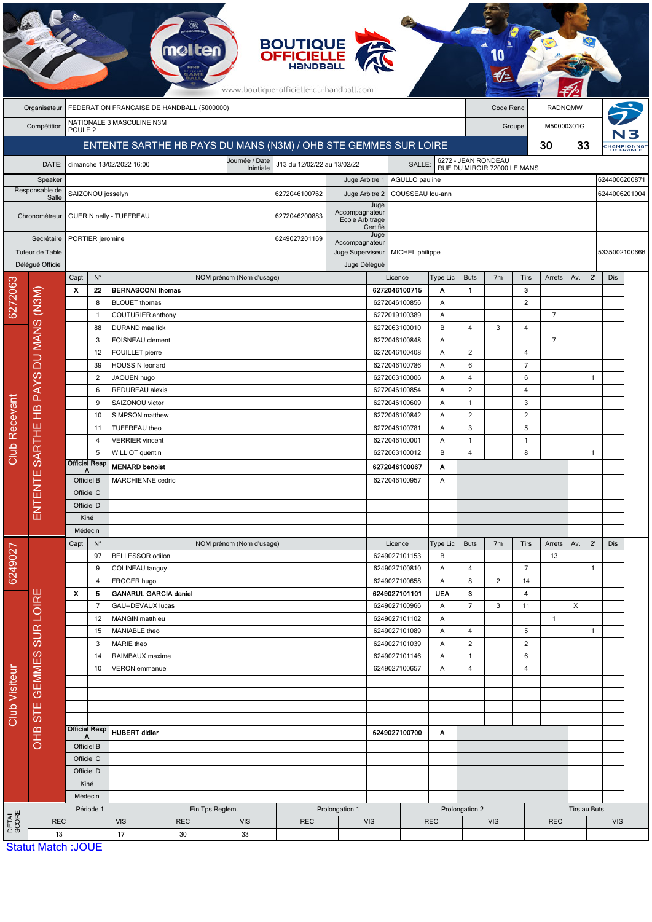BOUTIQUE OFFICIELLE HANDBALL

www.boutique-officielle-du-handball.com

| | | | |
|---|---|---|---|
| Organisateur | FEDERATION FRANCAISE DE HANDBALL (5000000) | Code Renc | RADNQMW |
| Compétition | NATIONALE 3 MASCULINE N3M POULE 2 | Groupe | M50000301G |

## ENTENTE SARTHE HB PAYS DU MANS (N3M) / OHB STE GEMMES SUR LOIRE — 30 - 33

| | | | | | |
|---|---|---|---|---|---|
| DATE: | dimanche 13/02/2022 16:00 | Journée / Date Initiale | J13 du 12/02/22 au 13/02/22 | SALLE: | 6272 - JEAN RONDEAU RUE DU MIROIR 72000 LE MANS |

| | | | | | |
|---|---|---|---|---|---|
| Speaker | | | Juge Arbitre 1 | AGULLO pauline | 6244006200871 |
| Responsable de Salle | SAIZONOU josselyn | 6272046100762 | Juge Arbitre 2 | COUSSEAU lou-ann | 6244006201004 |
| Chronométreur | GUERIN nelly - TUFFREAU | 6272046200883 | Juge Accompagnateur Ecole Arbitrage Certifié | | |
| Secrétaire | PORTIER jeromine | 6249027201169 | Juge Accompagnateur | | |
| Tuteur de Table | | | Juge Superviseur | MICHEL philippe | 5335002100666 |
| Délégué Officiel | | | Juge Délégué | | |

### Club Recevant — 6272063 — ENTENTE SARTHE HB PAYS DU MANS (N3M)

| Capt | N° | NOM prénom (Nom d'usage) | Licence | Type Lic | Buts | 7m | Tirs | Arrets | Av. | 2' | Dis |
|---|---|---|---|---|---|---|---|---|---|---|---|
| X | 22 | **BERNASCONI thomas** | **6272046100715** | **A** | **1** | | **3** | | | | |
| | 8 | BLOUET thomas | 6272046100856 | A | | | 2 | | | | |
| | 1 | COUTURIER anthony | 6272019100389 | A | | | | 7 | | | |
| | 88 | DURAND maellick | 6272063100010 | B | 4 | 3 | 4 | | | | |
| | 3 | FOISNEAU clement | 6272046100848 | A | | | | 7 | | | |
| | 12 | FOUILLET pierre | 6272046100408 | A | 2 | | 4 | | | | |
| | 39 | HOUSSIN leonard | 6272046100786 | A | 6 | | 7 | | | | |
| | 2 | JAOUEN hugo | 6272063100006 | A | 4 | | 6 | | | 1 | |
| | 6 | REDUREAU alexis | 6272046100854 | A | 2 | | 4 | | | | |
| | 9 | SAIZONOU victor | 6272046100609 | A | 1 | | 3 | | | | |
| | 10 | SIMPSON matthew | 6272046100842 | A | 2 | | 2 | | | | |
| | 11 | TUFFREAU theo | 6272046100781 | A | 3 | | 5 | | | | |
| | 4 | VERRIER vincent | 6272046100001 | A | 1 | | 1 | | | | |
| | 5 | WILLIOT quentin | 6272063100012 | B | 4 | | 8 | | | 1 | |
| Officiel Resp A | | **MENARD benoist** | **6272046100067** | **A** | | | | | | | |
| Officiel B | | MARCHIENNE cedric | 6272046100957 | A | | | | | | | |
| Officiel C | | | | | | | | | | | |
| Officiel D | | | | | | | | | | | |
| Kiné | | | | | | | | | | | |
| Médecin | | | | | | | | | | | |

### Club Visiteur — 6249027 — OHB STE GEMMES SUR LOIRE

| Capt | N° | NOM prénom (Nom d'usage) | Licence | Type Lic | Buts | 7m | Tirs | Arrets | Av. | 2' | Dis |
|---|---|---|---|---|---|---|---|---|---|---|---|
| | 97 | BELLESSOR odilon | 6249027101153 | B | | | | 13 | | | |
| | 9 | COLINEAU tanguy | 6249027100810 | A | 4 | | 7 | | | 1 | |
| | 4 | FROGER hugo | 6249027100658 | A | 8 | 2 | 14 | | | | |
| X | 5 | **GANARUL GARCIA daniel** | **6249027101101** | **UEA** | **3** | | **4** | | | | |
| | 7 | GAU--DEVAUX lucas | 6249027100966 | A | 7 | 3 | 11 | | X | | |
| | 12 | MANGIN matthieu | 6249027101102 | A | | | | 1 | | | |
| | 15 | MANIABLE theo | 6249027101089 | A | 4 | | 5 | | | 1 | |
| | 3 | MARIE theo | 6249027101039 | A | 2 | | 2 | | | | |
| | 14 | RAIMBAUX maxime | 6249027101146 | A | 1 | | 6 | | | | |
| | 10 | VERON emmanuel | 6249027100657 | A | 4 | | 4 | | | | |
| Officiel Resp A | | **HUBERT didier** | **6249027100700** | **A** | | | | | | | |
| Officiel B | | | | | | | | | | | |
| Officiel C | | | | | | | | | | | |
| Officiel D | | | | | | | | | | | |
| Kiné | | | | | | | | | | | |
| Médecin | | | | | | | | | | | |

### DETAIL SCORE

| Période 1 | | Fin Tps Reglem. | | Prolongation 1 | | Prolongation 2 | | Tirs au Buts | |
|---|---|---|---|---|---|---|---|---|---|
| REC | VIS | REC | VIS | REC | VIS | REC | VIS | REC | VIS |
| 13 | 17 | 30 | 33 | | | | | | |

Statut Match :JOUE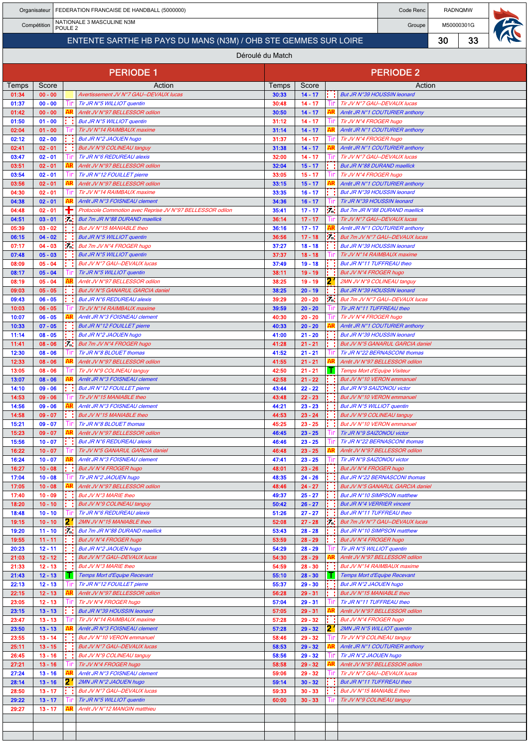| Organisateur | FEDERATION FRANCAISE DE HANDBALL (5000000) | Code Renc | RADNQMW |
|---|---|---|---|
| Compétition | NATIONALE 3 MASCULINE N3M POULE 2 | Groupe | M50000301G |

## ENTENTE SARTHE HB PAYS DU MANS (N3M) / OHB STE GEMMES SUR LOIRE — 30 / 33

Déroulé du Match

| PERIODE 1 | | | | PERIODE 2 | | | |
|---|---|---|---|---|---|---|---|
| Temps | Score | | Action | Temps | Score | | Action |
| 01:34 | 00 - 00 | | Avertissement JV N°7 GAU--DEVAUX lucas | 30:33 | 14 - 17 | | But JR N°39 HOUSSIN leonard |
| 01:37 | 00 - 00 | Tir | Tir JR N°5 WILLIOT quentin | 30:48 | 14 - 17 | Tir | Tir JV N°7 GAU--DEVAUX lucas |
| 01:42 | 00 - 00 | AR | Arrêt JV N°97 BELLESSOR odilon | 30:50 | 14 - 17 | AR | Arrêt JR N°1 COUTURIER anthony |
| 01:50 | 01 - 00 | | But JR N°5 WILLIOT quentin | 31:12 | 14 - 17 | Tir | Tir JV N°4 FROGER hugo |
| 02:04 | 01 - 00 | Tir | Tir JV N°14 RAIMBAUX maxime | 31:14 | 14 - 17 | AR | Arrêt JR N°1 COUTURIER anthony |
| 02:12 | 02 - 00 | | But JR N°2 JAOUEN hugo | 31:37 | 14 - 17 | Tir | Tir JV N°4 FROGER hugo |
| 02:41 | 02 - 01 | | But JV N°9 COLINEAU tanguy | 31:38 | 14 - 17 | AR | Arrêt JR N°1 COUTURIER anthony |
| 03:47 | 02 - 01 | Tir | Tir JR N°6 REDUREAU alexis | 32:00 | 14 - 17 | Tir | Tir JV N°7 GAU--DEVAUX lucas |
| 03:51 | 02 - 01 | AR | Arrêt JV N°97 BELLESSOR odilon | 32:04 | 15 - 17 | | But JR N°88 DURAND maellick |
| 03:54 | 02 - 01 | Tir | Tir JR N°12 FOUILLET pierre | 33:05 | 15 - 17 | Tir | Tir JV N°4 FROGER hugo |
| 03:56 | 02 - 01 | AR | Arrêt JV N°97 BELLESSOR odilon | 33:15 | 15 - 17 | AR | Arrêt JR N°1 COUTURIER anthony |
| 04:30 | 02 - 01 | Tir | Tir JV N°14 RAIMBAUX maxime | 33:35 | 16 - 17 | | But JR N°39 HOUSSIN leonard |
| 04:38 | 02 - 01 | AR | Arrêt JR N°3 FOISNEAU clement | 34:36 | 16 - 17 | Tir | Tir JR N°39 HOUSSIN leonard |
| 04:48 | 02 - 01 | | Protocole Commotion avec Reprise JV N°97 BELLESSOR odilon | 35:41 | 17 - 17 | 7m | But 7m JR N°88 DURAND maellick |
| 04:51 | 03 - 01 | 7m | But 7m JR N°88 DURAND maellick | 36:14 | 17 - 17 | Tir | Tir JV N°7 GAU--DEVAUX lucas |
| 05:39 | 03 - 02 | | But JV N°15 MANIABLE theo | 36:16 | 17 - 17 | AR | Arrêt JR N°1 COUTURIER anthony |
| 06:15 | 04 - 02 | | But JR N°5 WILLIOT quentin | 36:56 | 17 - 18 | 7m | But 7m JV N°7 GAU--DEVAUX lucas |
| 07:17 | 04 - 03 | 7m | But 7m JV N°4 FROGER hugo | 37:27 | 18 - 18 | | But JR N°39 HOUSSIN leonard |
| 07:48 | 05 - 03 | | But JR N°5 WILLIOT quentin | 37:37 | 18 - 18 | Tir | Tir JV N°14 RAIMBAUX maxime |
| 08:09 | 05 - 04 | | But JV N°7 GAU--DEVAUX lucas | 37:49 | 19 - 18 | | But JR N°11 TUFFREAU theo |
| 08:17 | 05 - 04 | Tir | Tir JR N°5 WILLIOT quentin | 38:11 | 19 - 19 | | But JV N°4 FROGER hugo |
| 08:19 | 05 - 04 | AR | Arrêt JV N°97 BELLESSOR odilon | 38:25 | 19 - 19 | 2' | 2MN JV N°9 COLINEAU tanguy |
| 09:03 | 05 - 05 | | But JV N°5 GANARUL GARCIA daniel | 38:25 | 20 - 19 | | But JR N°39 HOUSSIN leonard |
| 09:43 | 06 - 05 | | But JR N°6 REDUREAU alexis | 39:29 | 20 - 20 | 7m | But 7m JV N°7 GAU--DEVAUX lucas |
| 10:03 | 06 - 05 | Tir | Tir JV N°14 RAIMBAUX maxime | 39:59 | 20 - 20 | Tir | Tir JR N°11 TUFFREAU theo |
| 10:07 | 06 - 05 | AR | Arrêt JR N°3 FOISNEAU clement | 40:30 | 20 - 20 | Tir | Tir JV N°4 FROGER hugo |
| 10:33 | 07 - 05 | | But JR N°12 FOUILLET pierre | 40:33 | 20 - 20 | AR | Arrêt JR N°1 COUTURIER anthony |
| 11:14 | 08 - 05 | | But JR N°2 JAOUEN hugo | 41:00 | 21 - 20 | | But JR N°39 HOUSSIN leonard |
| 11:41 | 08 - 06 | 7m | But 7m JV N°4 FROGER hugo | 41:28 | 21 - 21 | | But JV N°5 GANARUL GARCIA daniel |
| 12:30 | 08 - 06 | Tir | Tir JR N°8 BLOUET thomas | 41:52 | 21 - 21 | Tir | Tir JR N°22 BERNASCONI thomas |
| 12:33 | 08 - 06 | AR | Arrêt JV N°97 BELLESSOR odilon | 41:55 | 21 - 21 | AR | Arrêt JV N°97 BELLESSOR odilon |
| 13:05 | 08 - 06 | Tir | Tir JV N°9 COLINEAU tanguy | 42:50 | 21 - 21 | T | Temps Mort d'Equipe Visiteur |
| 13:07 | 08 - 06 | AR | Arrêt JR N°3 FOISNEAU clement | 42:58 | 21 - 22 | | But JV N°10 VERON emmanuel |
| 14:10 | 09 - 06 | | But JR N°12 FOUILLET pierre | 43:44 | 22 - 22 | | But JR N°9 SAIZONOU victor |
| 14:53 | 09 - 06 | Tir | Tir JV N°15 MANIABLE theo | 43:48 | 22 - 23 | | But JV N°10 VERON emmanuel |
| 14:56 | 09 - 06 | AR | Arrêt JR N°3 FOISNEAU clement | 44:21 | 23 - 23 | | But JR N°5 WILLIOT quentin |
| 14:58 | 09 - 07 | | But JV N°15 MANIABLE theo | 44:53 | 23 - 24 | | But JV N°9 COLINEAU tanguy |
| 15:21 | 09 - 07 | Tir | Tir JR N°8 BLOUET thomas | 45:25 | 23 - 25 | | But JV N°10 VERON emmanuel |
| 15:23 | 09 - 07 | AR | Arrêt JV N°97 BELLESSOR odilon | 46:45 | 23 - 25 | Tir | Tir JR N°9 SAIZONOU victor |
| 15:56 | 10 - 07 | | But JR N°6 REDUREAU alexis | 46:46 | 23 - 25 | Tir | Tir JR N°22 BERNASCONI thomas |
| 16:22 | 10 - 07 | Tir | Tir JV N°5 GANARUL GARCIA daniel | 46:48 | 23 - 25 | AR | Arrêt JV N°97 BELLESSOR odilon |
| 16:24 | 10 - 07 | AR | Arrêt JR N°3 FOISNEAU clement | 47:41 | 23 - 25 | Tir | Tir JR N°9 SAIZONOU victor |
| 16:27 | 10 - 08 | | But JV N°4 FROGER hugo | 48:01 | 23 - 26 | | But JV N°4 FROGER hugo |
| 17:04 | 10 - 08 | Tir | Tir JR N°2 JAOUEN hugo | 48:35 | 24 - 26 | | But JR N°22 BERNASCONI thomas |
| 17:05 | 10 - 08 | AR | Arrêt JV N°97 BELLESSOR odilon | 48:46 | 24 - 27 | | But JV N°5 GANARUL GARCIA daniel |
| 17:40 | 10 - 09 | | But JV N°3 MARIE theo | 49:37 | 25 - 27 | | But JR N°10 SIMPSON matthew |
| 18:20 | 10 - 10 | | But JV N°9 COLINEAU tanguy | 50:42 | 26 - 27 | | But JR N°4 VERRIER vincent |
| 18:48 | 10 - 10 | Tir | Tir JR N°6 REDUREAU alexis | 51:26 | 27 - 27 | | But JR N°11 TUFFREAU theo |
| 19:15 | 10 - 10 | 2' | 2MN JV N°15 MANIABLE theo | 52:08 | 27 - 28 | 7m | But 7m JV N°7 GAU--DEVAUX lucas |
| 19:20 | 11 - 10 | 7m | But 7m JR N°88 DURAND maellick | 53:43 | 28 - 28 | | But JR N°10 SIMPSON matthew |
| 19:55 | 11 - 11 | | But JV N°4 FROGER hugo | 53:59 | 28 - 29 | | But JV N°4 FROGER hugo |
| 20:23 | 12 - 11 | | But JR N°2 JAOUEN hugo | 54:29 | 28 - 29 | Tir | Tir JR N°5 WILLIOT quentin |
| 21:03 | 12 - 12 | | But JV N°7 GAU--DEVAUX lucas | 54:30 | 28 - 29 | AR | Arrêt JV N°97 BELLESSOR odilon |
| 21:33 | 12 - 13 | | But JV N°3 MARIE theo | 54:59 | 28 - 30 | | But JV N°14 RAIMBAUX maxime |
| 21:43 | 12 - 13 | T | Temps Mort d'Equipe Recevant | 55:10 | 28 - 30 | T | Temps Mort d'Equipe Recevant |
| 22:13 | 12 - 13 | Tir | Tir JR N°12 FOUILLET pierre | 55:37 | 29 - 30 | | But JR N°2 JAOUEN hugo |
| 22:15 | 12 - 13 | AR | Arrêt JV N°97 BELLESSOR odilon | 56:28 | 29 - 31 | | But JV N°15 MANIABLE theo |
| 23:05 | 12 - 13 | Tir | Tir JV N°4 FROGER hugo | 57:04 | 29 - 31 | Tir | Tir JR N°11 TUFFREAU theo |
| 23:15 | 13 - 13 | | But JR N°39 HOUSSIN leonard | 57:05 | 29 - 31 | AR | Arrêt JV N°97 BELLESSOR odilon |
| 23:47 | 13 - 13 | Tir | Tir JV N°14 RAIMBAUX maxime | 57:28 | 29 - 32 | | But JV N°4 FROGER hugo |
| 23:50 | 13 - 13 | AR | Arrêt JR N°3 FOISNEAU clement | 57:28 | 29 - 32 | 2' | 2MN JR N°5 WILLIOT quentin |
| 23:55 | 13 - 14 | | But JV N°10 VERON emmanuel | 58:46 | 29 - 32 | Tir | Tir JV N°9 COLINEAU tanguy |
| 25:11 | 13 - 15 | | But JV N°7 GAU--DEVAUX lucas | 58:53 | 29 - 32 | AR | Arrêt JR N°1 COUTURIER anthony |
| 26:45 | 13 - 16 | | But JV N°9 COLINEAU tanguy | 58:56 | 29 - 32 | Tir | Tir JR N°2 JAOUEN hugo |
| 27:21 | 13 - 16 | Tir | Tir JV N°4 FROGER hugo | 58:58 | 29 - 32 | AR | Arrêt JV N°97 BELLESSOR odilon |
| 27:24 | 13 - 16 | AR | Arrêt JR N°3 FOISNEAU clement | 59:06 | 29 - 32 | Tir | Tir JV N°7 GAU--DEVAUX lucas |
| 28:14 | 13 - 16 | 2' | 2MN JR N°2 JAOUEN hugo | 59:14 | 30 - 32 | | But JR N°11 TUFFREAU theo |
| 28:50 | 13 - 17 | | But JV N°7 GAU--DEVAUX lucas | 59:33 | 30 - 33 | | But JV N°15 MANIABLE theo |
| 29:22 | 13 - 17 | Tir | Tir JR N°5 WILLIOT quentin | 60:00 | 30 - 33 | Tir | Tir JV N°9 COLINEAU tanguy |
| 29:27 | 13 - 17 | AR | Arrêt JV N°12 MANGIN matthieu | | | | |